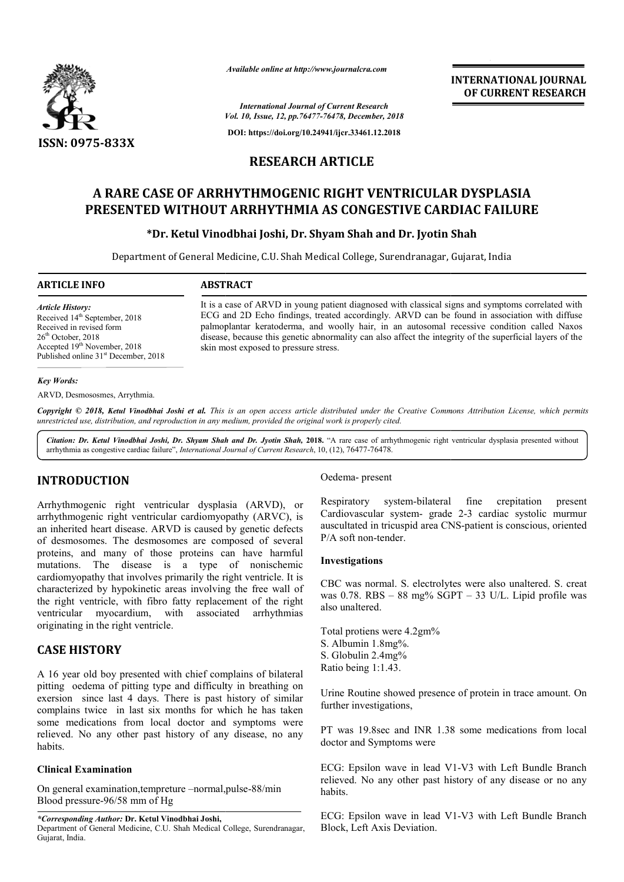# RESEARCH ARTICLE

# A RARE CASE OF ARRHYTHMOGENIC RIGHT VENTRICULAR DYSPLASIA PRESENTED WITHOUT ARRHYTHMIA AS CONGESTIVE CARDIAC FAILURE

**\*Dr. Ketul Vinodbhai Joshi, Dr. Shyam Shah and Dr. Jyotin Shah**

Department of General Medicine, C.U. Shah Medical College, Surendranagar, Gujarat, India

## ARTICLE INFO

*Article History:*
Received 14th September, 2018
Received in revised form
26th October, 2018
Accepted 19th November, 2018
Published online 31st December, 2018

*Key Words:*

ARVD, Desmososmes, Arrythmia.

## ABSTRACT

It is a case of ARVD in young patient diagnosed with classical signs and symptoms correlated with ECG and 2D Echo findings, treated accordingly. ARVD can be found in association with diffuse palmoplantar keratoderma, and woolly hair, in an autosomal recessive condition called Naxos disease, because this genetic abnormality can also affect the integrity of the superficial layers of the skin most exposed to pressure stress.

*Copyright © 2018, Ketul Vinodbhai Joshi et al. This is an open access article distributed under the Creative Commons Attribution License, which permits unrestricted use, distribution, and reproduction in any medium, provided the original work is properly cited.*

*Citation:* **Dr. Ketul Vinodbhai Joshi, Dr. Shyam Shah and Dr. Jyotin Shah, 2018.** "A rare case of arrhythmogenic right ventricular dysplasia presented without arrhythmia as congestive cardiac failure", *International Journal of Current Research*, 10, (12), 76477-76478.

## INTRODUCTION

Arrhythmogenic right ventricular dysplasia (ARVD), or arrhythmogenic right ventricular cardiomyopathy (ARVC), is an inherited heart disease. ARVD is caused by genetic defects of desmosomes. The desmosomes are composed of several proteins, and many of those proteins can have harmful mutations. The disease is a type of nonischemic cardiomyopathy that involves primarily the right ventricle. It is characterized by hypokinetic areas involving the free wall of the right ventricle, with fibro fatty replacement of the right ventricular myocardium, with associated arrhythmias originating in the right ventricle.

## CASE HISTORY

A 16 year old boy presented with chief complains of bilateral pitting oedema of pitting type and difficulty in breathing on exersion since last 4 days. There is past history of similar complains twice in last six months for which he has taken some medications from local doctor and symptoms were relieved. No any other past history of any disease, no any habits.

### Clinical Examination

On general examination,tempreture –normal,pulse-88/min
Blood pressure-96/58 mm of Hg

Oedema- present

Respiratory system-bilateral fine crepitation present Cardiovascular system- grade 2-3 cardiac systolic murmur auscultated in tricuspid area CNS-patient is conscious, oriented P/A soft non-tender.

### Investigations

CBC was normal. S. electrolytes were also unaltered. S. creat was 0.78. RBS – 88 mg% SGPT – 33 U/L. Lipid profile was also unaltered.

Total protiens were 4.2gm%
S. Albumin 1.8mg%.
S. Globulin 2.4mg%
Ratio being 1:1.43.

Urine Routine showed presence of protein in trace amount. On further investigations,

PT was 19.8sec and INR 1.38 some medications from local doctor and Symptoms were

ECG: Epsilon wave in lead V1-V3 with Left Bundle Branch relieved. No any other past history of any disease or no any habits.

ECG: Epsilon wave in lead V1-V3 with Left Bundle Branch Block, Left Axis Deviation.

\*Corresponding Author: **Dr. Ketul Vinodbhai Joshi,**
Department of General Medicine, C.U. Shah Medical College, Surendranagar, Gujarat, India.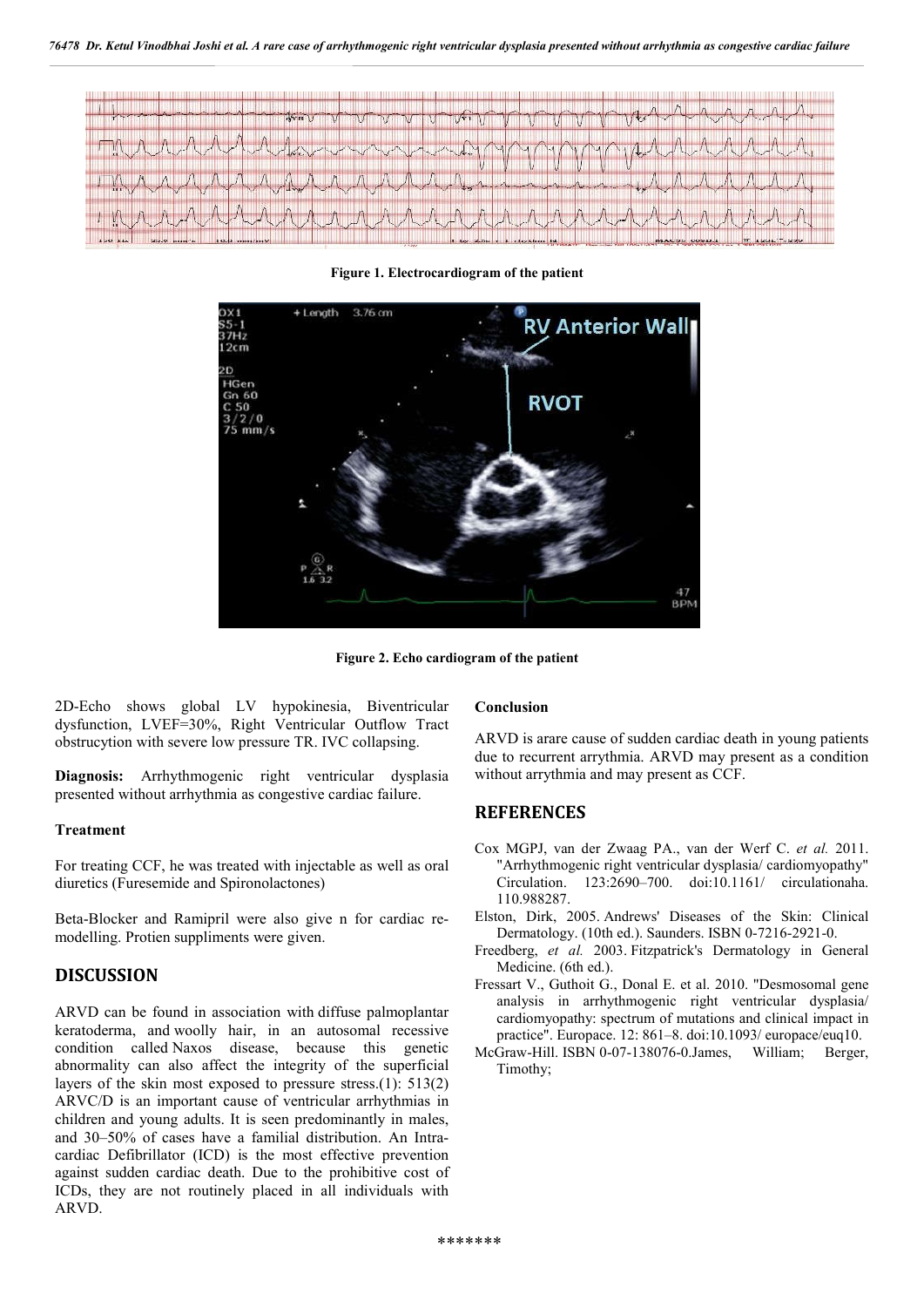Figure 1. Electrocardiogram of the patient

Figure 2. Echo cardiogram of the patient

2D-Echo shows global LV hypokinesia, Biventricular dysfunction, LVEF=30%, Right Ventricular Outflow Tract obstrucytion with severe low pressure TR. IVC collapsing.

**Diagnosis:** Arrhythmogenic right ventricular dysplasia presented without arrhythmia as congestive cardiac failure.

**Treatment**

For treating CCF, he was treated with injectable as well as oral diuretics (Furesemide and Spironolactones)

Beta-Blocker and Ramipril were also give n for cardiac re-modelling. Protien suppliments were given.

## DISCUSSION

ARVD can be found in association with diffuse palmoplantar keratoderma, and woolly hair, in an autosomal recessive condition called Naxos disease, because this genetic abnormality can also affect the integrity of the superficial layers of the skin most exposed to pressure stress.(1): 513(2) ARVC/D is an important cause of ventricular arrhythmias in children and young adults. It is seen predominantly in males, and 30–50% of cases have a familial distribution. An Intra-cardiac Defibrillator (ICD) is the most effective prevention against sudden cardiac death. Due to the prohibitive cost of ICDs, they are not routinely placed in all individuals with ARVD.

**Conclusion**

ARVD is arare cause of sudden cardiac death in young patients due to recurrent arrythmia. ARVD may present as a condition without arrythmia and may present as CCF.

## REFERENCES

Cox MGPJ, van der Zwaag PA., van der Werf C. *et al.* 2011. "Arrhythmogenic right ventricular dysplasia/ cardiomyopathy" Circulation. 123:2690–700. doi:10.1161/ circulationaha. 110.988287.

Elston, Dirk, 2005. Andrews' Diseases of the Skin: Clinical Dermatology. (10th ed.). Saunders. ISBN 0-7216-2921-0.

Freedberg, *et al.* 2003. Fitzpatrick's Dermatology in General Medicine. (6th ed.).

Fressart V., Guthoit G., Donal E. et al. 2010. "Desmosomal gene analysis in arrhythmogenic right ventricular dysplasia/ cardiomyopathy: spectrum of mutations and clinical impact in practice". Europace. 12: 861–8. doi:10.1093/ europace/euq10.

McGraw-Hill. ISBN 0-07-138076-0.James, William; Berger, Timothy;

\*\*\*\*\*\*\*